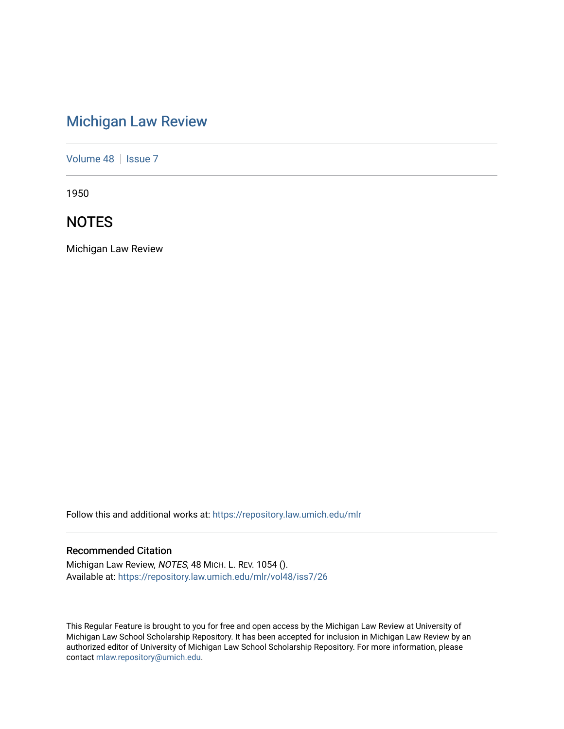# Michigan Law Review

Volume 48 | Issue 7

1950

## NOTES

Michigan Law Review

Follow this and additional works at: https://repository.law.umich.edu/mlr

### Recommended Citation

Michigan Law Review, *NOTES*, 48 MICH. L. REV. 1054 ().
Available at: https://repository.law.umich.edu/mlr/vol48/iss7/26

This Regular Feature is brought to you for free and open access by the Michigan Law Review at University of Michigan Law School Scholarship Repository. It has been accepted for inclusion in Michigan Law Review by an authorized editor of University of Michigan Law School Scholarship Repository. For more information, please contact mlaw.repository@umich.edu.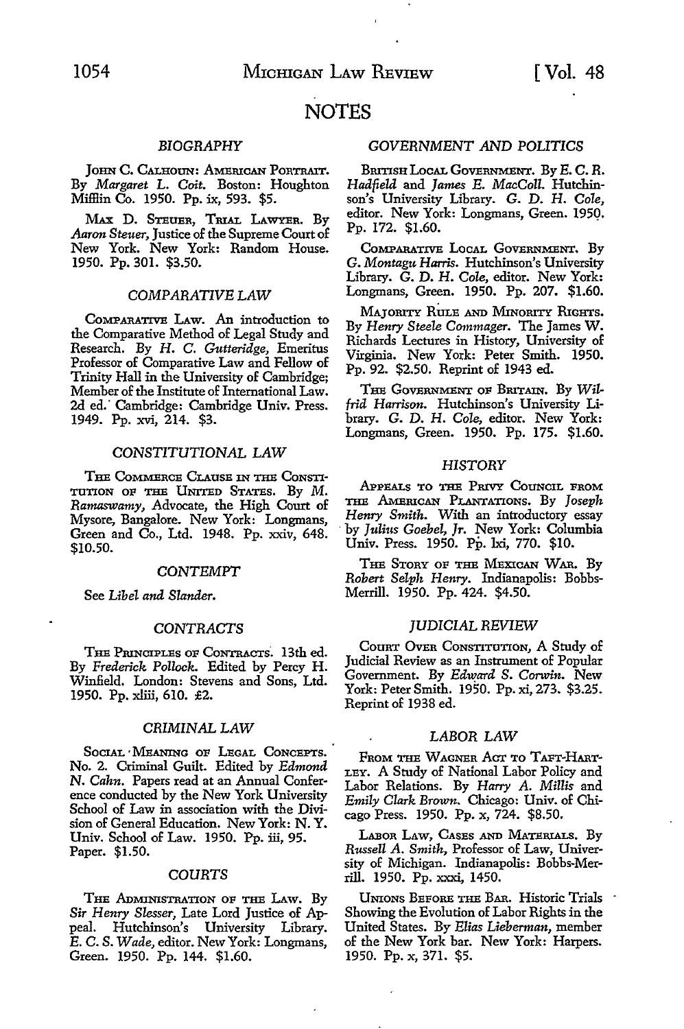# NOTES

### *BIOGRAPHY*

JOHN C. CALHOUN: AMERICAN PORTRAIT. By *Margaret L. Coit.* Boston: Houghton Mifflin Co. 1950. Pp. ix, 593. $5.

MAX D. STEUER, TRIAL LAWYER. By *Aaron Steuer,* Justice of the Supreme Court of New York. New York: Random House. 1950. Pp. 301. $3.50.

### *COMPARATIVE LAW*

COMPARATIVE LAW. An introduction to the Comparative Method of Legal Study and Research. By *H. C. Gutteridge,* Emeritus Professor of Comparative Law and Fellow of Trinity Hall in the University of Cambridge; Member of the Institute of International Law. 2d ed. Cambridge: Cambridge Univ. Press. 1949. Pp. xvi, 214. $3.

### *CONSTITUTIONAL LAW*

THE COMMERCE CLAUSE IN THE CONSTITUTION OF THE UNITED STATES. By *M. Ramaswamy,* Advocate, the High Court of Mysore, Bangalore. New York: Longmans, Green and Co., Ltd. 1948. Pp. xxiv, 648. $10.50.

### *CONTEMPT*

See *Libel and Slander.*

### *CONTRACTS*

THE PRINCIPLES OF CONTRACTS. 13th ed. By *Frederick Pollock.* Edited by Percy H. Winfield. London: Stevens and Sons, Ltd. 1950. Pp. xliii, 610. £2.

### *CRIMINAL LAW*

SOCIAL MEANING OF LEGAL CONCEPTS. No. 2. Criminal Guilt. Edited by *Edmond N. Cahn.* Papers read at an Annual Conference conducted by the New York University School of Law in association with the Division of General Education. New York: N. Y. Univ. School of Law. 1950. Pp. iii, 95. Paper. $1.50.

### *COURTS*

THE ADMINISTRATION OF THE LAW. By *Sir Henry Slesser,* Late Lord Justice of Appeal. Hutchinson's University Library. *E. C. S. Wade,* editor. New York: Longmans, Green. 1950. Pp. 144. $1.60.

### *GOVERNMENT AND POLITICS*

BRITISH LOCAL GOVERNMENT. By *E. C. R. Hadfield* and *James E. MacColl.* Hutchinson's University Library. *G. D. H. Cole,* editor. New York: Longmans, Green. 1950. Pp. 172. $1.60.

COMPARATIVE LOCAL GOVERNMENT. By *G. Montagu Harris.* Hutchinson's University Library. *G. D. H. Cole,* editor. New York: Longmans, Green. 1950. Pp. 207. $1.60.

MAJORITY RULE AND MINORITY RIGHTS. By *Henry Steele Commager.* The James W. Richards Lectures in History, University of Virginia. New York: Peter Smith. 1950. Pp. 92. $2.50. Reprint of 1943 ed.

THE GOVERNMENT OF BRITAIN. By *Wilfrid Harrison.* Hutchinson's University Library. *G. D. H. Cole,* editor. New York: Longmans, Green. 1950. Pp. 175. $1.60.

### *HISTORY*

APPEALS TO THE PRIVY COUNCIL FROM THE AMERICAN PLANTATIONS. By *Joseph Henry Smith.* With an introductory essay by *Julius Goebel, Jr.* New York: Columbia Univ. Press. 1950. Pp. lxi, 770. $10.

THE STORY OF THE MEXICAN WAR. By *Robert Selph Henry.* Indianapolis: Bobbs-Merrill. 1950. Pp. 424. $4.50.

### *JUDICIAL REVIEW*

COURT OVER CONSTITUTION, A Study of Judicial Review as an Instrument of Popular Government. By *Edward S. Corwin.* New York: Peter Smith. 1950. Pp. xi, 273. $3.25. Reprint of 1938 ed.

### *LABOR LAW*

FROM THE WAGNER ACT TO TAFT-HARTLEY. A Study of National Labor Policy and Labor Relations. By *Harry A. Millis* and *Emily Clark Brown.* Chicago: Univ. of Chicago Press. 1950. Pp. x, 724. $8.50.

LABOR LAW, CASES AND MATERIALS. By *Russell A. Smith,* Professor of Law, University of Michigan. Indianapolis: Bobbs-Merrill. 1950. Pp. xxxi, 1450.

UNIONS BEFORE THE BAR. Historic Trials Showing the Evolution of Labor Rights in the United States. By *Elias Lieberman,* member of the New York bar. New York: Harpers. 1950. Pp. x, 371. $5.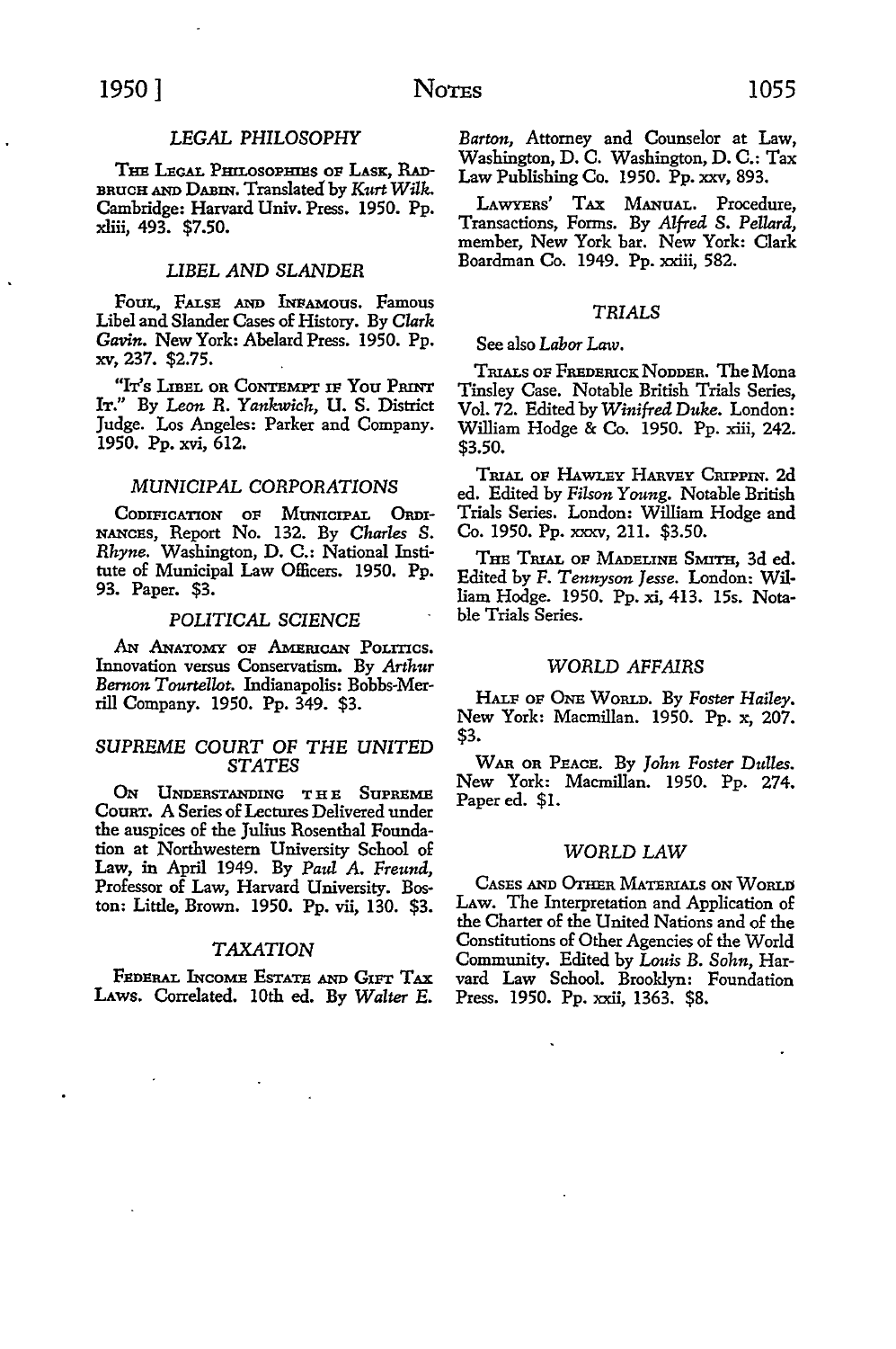### LEGAL PHILOSOPHY

THE LEGAL PHILOSOPHIES OF LASK, RADBRUCH AND DABIN. Translated by *Kurt Wilk.* Cambridge: Harvard Univ. Press. 1950. Pp. xliii, 493. $7.50.

### LIBEL AND SLANDER

FOUL, FALSE AND INFAMOUS. Famous Libel and Slander Cases of History. By *Clark Gavin.* New York: Abelard Press. 1950. Pp. xv, 237. $2.75.

"IT'S LIBEL OR CONTEMPT IF YOU PRINT IT." By *Leon R. Yankwich,* U. S. District Judge. Los Angeles: Parker and Company. 1950. Pp. xvi, 612.

### MUNICIPAL CORPORATIONS

CODIFICATION OF MUNICIPAL ORDINANCES, Report No. 132. By *Charles S. Rhyne.* Washington, D. C.: National Institute of Municipal Law Officers. 1950. Pp. 93. Paper. $3.

### POLITICAL SCIENCE

AN ANATOMY OF AMERICAN POLITICS. Innovation versus Conservatism. By *Arthur Bernon Tourtellot.* Indianapolis: Bobbs-Merrill Company. 1950. Pp. 349. $3.

### SUPREME COURT OF THE UNITED STATES

ON UNDERSTANDING THE SUPREME COURT. A Series of Lectures Delivered under the auspices of the Julius Rosenthal Foundation at Northwestern University School of Law, in April 1949. By *Paul A. Freund,* Professor of Law, Harvard University. Boston: Little, Brown. 1950. Pp. vii, 130. $3.

### TAXATION

FEDERAL INCOME ESTATE AND GIFT TAX LAWS. Correlated. 10th ed. By *Walter E. Barton,* Attorney and Counselor at Law, Washington, D. C. Washington, D. C.: Tax Law Publishing Co. 1950. Pp. xxv, 893.

LAWYERS' TAX MANUAL. Procedure, Transactions, Forms. By *Alfred S. Pellard,* member, New York bar. New York: Clark Boardman Co. 1949. Pp. xxiii, 582.

### TRIALS

See also *Labor Law.*

TRIALS OF FREDERICK NODDER. The Mona Tinsley Case. Notable British Trials Series, Vol. 72. Edited by *Winifred Duke.* London: William Hodge & Co. 1950. Pp. xiii, 242. $3.50.

TRIAL OF HAWLEY HARVEY CRIPPIN. 2d ed. Edited by *Filson Young.* Notable British Trials Series. London: William Hodge and Co. 1950. Pp. xxxv, 211. $3.50.

THE TRIAL OF MADELINE SMITH, 3d ed. Edited by *F. Tennyson Jesse.* London: William Hodge. 1950. Pp. xi, 413. 15s. Notable Trials Series.

### WORLD AFFAIRS

HALF OF ONE WORLD. By *Foster Hailey.* New York: Macmillan. 1950. Pp. x, 207. $3.

WAR OR PEACE. By *John Foster Dulles.* New York: Macmillan. 1950. Pp. 274. Paper ed. $1.

### WORLD LAW

CASES AND OTHER MATERIALS ON WORLD LAW. The Interpretation and Application of the Charter of the United Nations and of the Constitutions of Other Agencies of the World Community. Edited by *Louis B. Sohn,* Harvard Law School. Brooklyn: Foundation Press. 1950. Pp. xxii, 1363. $8.